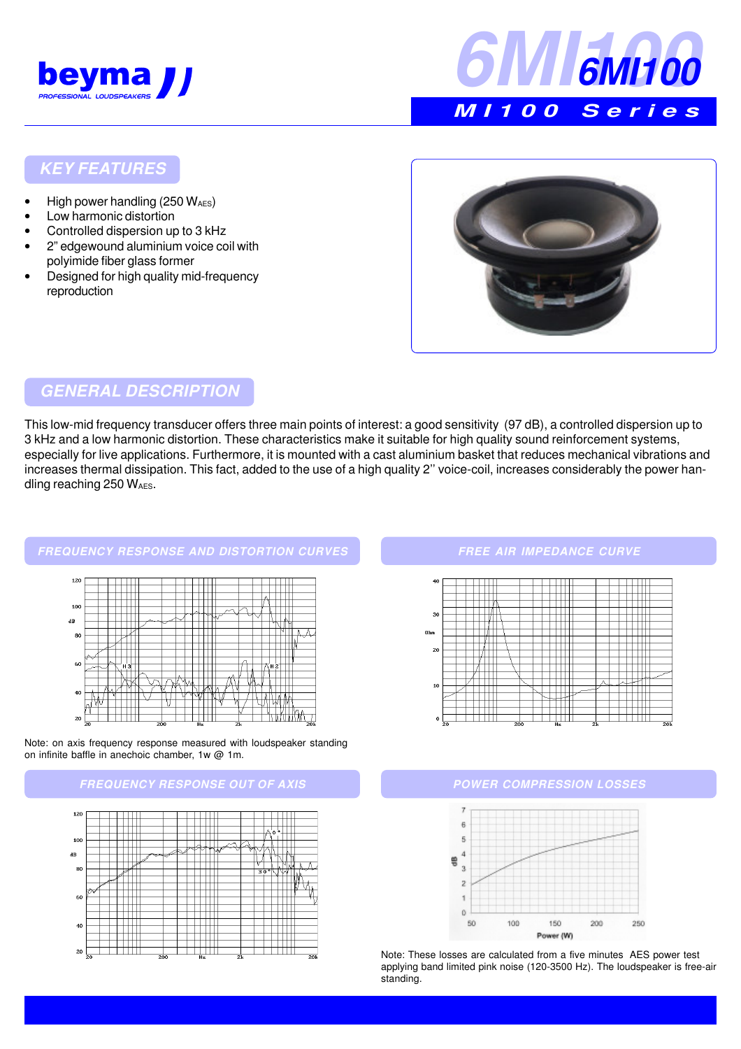# 6MI100

## MI100 Series

## KEY FEATURES

- High power handling (250 $W_{AES}$)
- Low harmonic distortion
- Controlled dispersion up to 3 kHz
- 2" edgewound aluminium voice coil with polyimide fiber glass former
- Designed for high quality mid-frequency reproduction

## GENERAL DESCRIPTION

This low-mid frequency transducer offers three main points of interest: a good sensitivity (97 dB), a controlled dispersion up to 3 kHz and a low harmonic distortion. These characteristics make it suitable for high quality sound reinforcement systems, especially for live applications. Furthermore, it is mounted with a cast aluminium basket that reduces mechanical vibrations and increases thermal dissipation. This fact, added to the use of a high quality 2'' voice-coil, increases considerably the power handling reaching 250 $W_{AES}$.

### FREQUENCY RESPONSE AND DISTORTION CURVES

Note: on axis frequency response measured with loudspeaker standing on infinite baffle in anechoic chamber, 1w @ 1m.

### FREE AIR IMPEDANCE CURVE

### FREQUENCY RESPONSE OUT OF AXIS

### POWER COMPRESSION LOSSES

Note: These losses are calculated from a five minutes AES power test applying band limited pink noise (120-3500 Hz). The loudspeaker is free-air standing.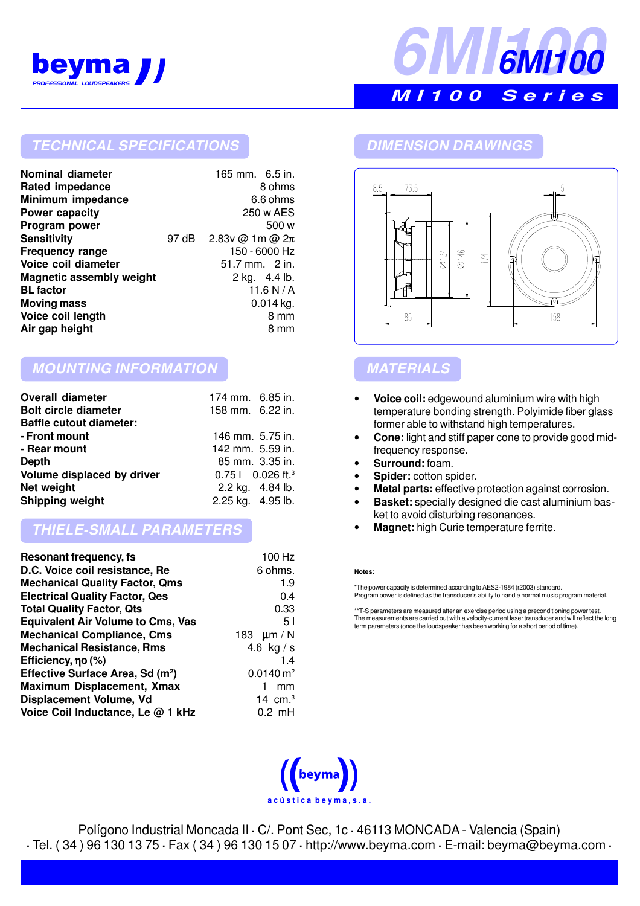beyma PROFESSIONAL LOUDSPEAKERS

# 6MI100

## MI100 Series

## TECHNICAL SPECIFICATIONS

| | |
|---|---|
| **Nominal diameter** | 165 mm. 6.5 in. |
| **Rated impedance** | 8 ohms |
| **Minimum impedance** | 6.6 ohms |
| **Power capacity** | 250 w AES |
| **Program power** | 500 w |
| **Sensitivity** | 97 dB 2.83v @ 1m @ 2π |
| **Frequency range** | 150 - 6000 Hz |
| **Voice coil diameter** | 51.7 mm. 2 in. |
| **Magnetic assembly weight** | 2 kg. 4.4 lb. |
| **BL factor** | 11.6 N / A |
| **Moving mass** | 0.014 kg. |
| **Voice coil length** | 8 mm |
| **Air gap height** | 8 mm |

## MOUNTING INFORMATION

| | |
|---|---|
| **Overall diameter** | 174 mm. 6.85 in. |
| **Bolt circle diameter** | 158 mm. 6.22 in. |
| **Baffle cutout diameter:** | |
| **- Front mount** | 146 mm. 5.75 in. |
| **- Rear mount** | 142 mm. 5.59 in. |
| **Depth** | 85 mm. 3.35 in. |
| **Volume displaced by driver** | 0.75 l 0.026 ft.$^3$ |
| **Net weight** | 2.2 kg. 4.84 lb. |
| **Shipping weight** | 2.25 kg. 4.95 lb. |

## THIELE-SMALL PARAMETERS

| | |
|---|---|
| **Resonant frequency, fs** | 100 Hz |
| **D.C. Voice coil resistance, Re** | 6 ohms. |
| **Mechanical Quality Factor, Qms** | 1.9 |
| **Electrical Quality Factor, Qes** | 0.4 |
| **Total Quality Factor, Qts** | 0.33 |
| **Equivalent Air Volume to Cms, Vas** | 5 l |
| **Mechanical Compliance, Cms** | 183 µm / N |
| **Mechanical Resistance, Rms** | 4.6 kg / s |
| **Efficiency, ηo (%)** | 1.4 |
| **Effective Surface Area, Sd (m$^2$)** | 0.0140 m$^2$ |
| **Maximum Displacement, Xmax** | 1 mm |
| **Displacement Volume, Vd** | 14 cm.$^3$ |
| **Voice Coil Inductance, Le @ 1 kHz** | 0.2 mH |

## DIMENSION DRAWINGS

8.5
73.5
5
Ø134
Ø146
174
85
158

## MATERIALS

- **Voice coil:** edgewound aluminium wire with high temperature bonding strength. Polyimide fiber glass former able to withstand high temperatures.
- **Cone:** light and stiff paper cone to provide good mid-frequency response.
- **Surround:** foam.
- **Spider:** cotton spider.
- **Metal parts:** effective protection against corrosion.
- **Basket:** specially designed die cast aluminium basket to avoid disturbing resonances.
- **Magnet:** high Curie temperature ferrite.

**Notes:**

*The power capacity is determined according to AES2-1984 (r2003) standard.
Program power is defined as the transducer's ability to handle normal music program material.

**T-S parameters are measured after an exercise period using a preconditioning power test. The measurements are carried out with a velocity-current laser transducer and will reflect the long term parameters (once the loudspeaker has been working for a short period of time).

beyma
acústica beyma,s.a.

Polígono Industrial Moncada II · C/. Pont Sec, 1c · 46113 MONCADA - Valencia (Spain)
· Tel. ( 34 ) 96 130 13 75 · Fax ( 34 ) 96 130 15 07 · http://www.beyma.com · E-mail: beyma@beyma.com ·